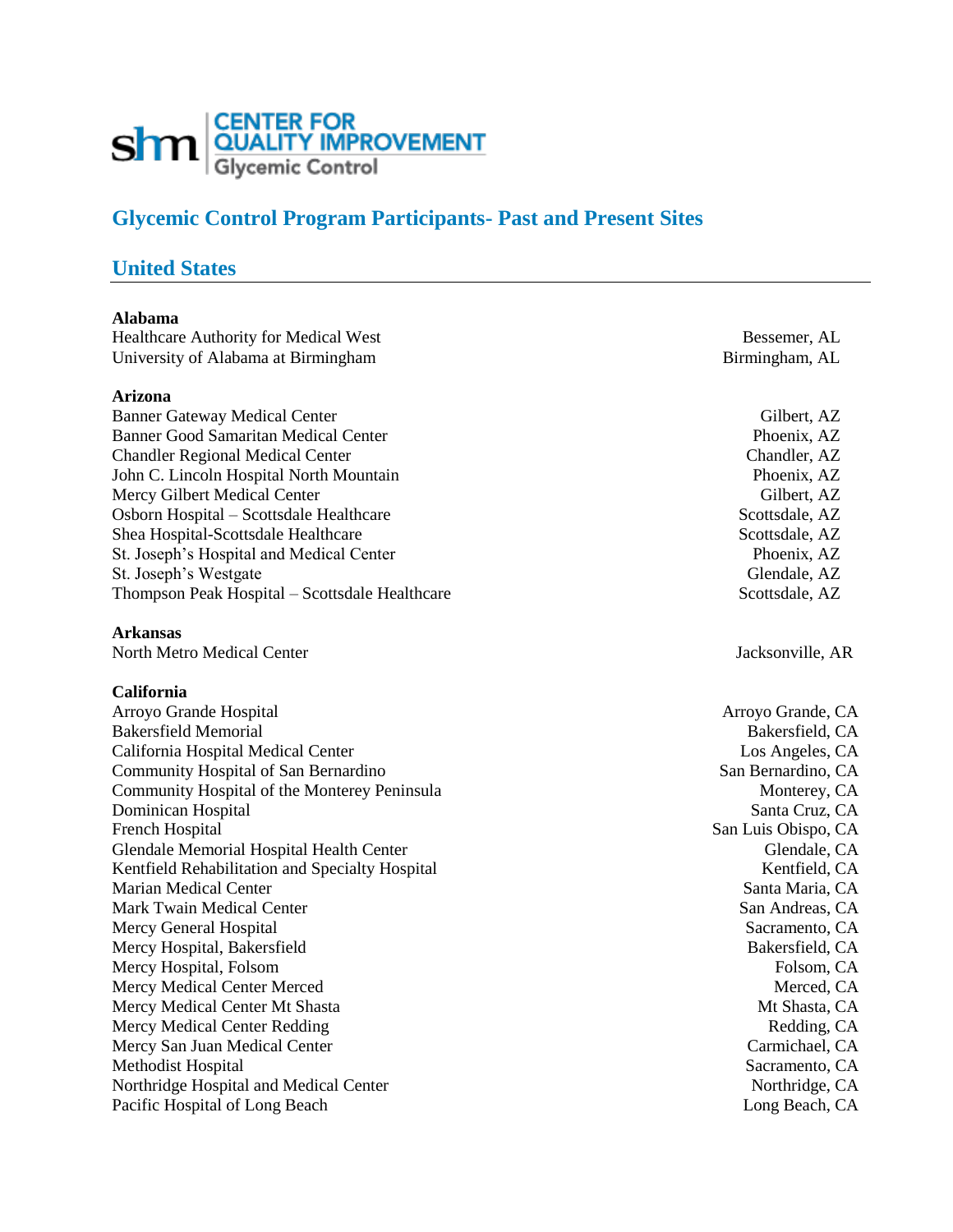# Glycemic Control Program Participants- Past and Present Sites

## United States

**Alabama**

| | |
|---|---|
| Healthcare Authority for Medical West | Bessemer, AL |
| University of Alabama at Birmingham | Birmingham, AL |

**Arizona**

| | |
|---|---|
| Banner Gateway Medical Center | Gilbert, AZ |
| Banner Good Samaritan Medical Center | Phoenix, AZ |
| Chandler Regional Medical Center | Chandler, AZ |
| John C. Lincoln Hospital North Mountain | Phoenix, AZ |
| Mercy Gilbert Medical Center | Gilbert, AZ |
| Osborn Hospital – Scottsdale Healthcare | Scottsdale, AZ |
| Shea Hospital-Scottsdale Healthcare | Scottsdale, AZ |
| St. Joseph's Hospital and Medical Center | Phoenix, AZ |
| St. Joseph's Westgate | Glendale, AZ |
| Thompson Peak Hospital – Scottsdale Healthcare | Scottsdale, AZ |

**Arkansas**

| | |
|---|---|
| North Metro Medical Center | Jacksonville, AR |

**California**

| | |
|---|---|
| Arroyo Grande Hospital | Arroyo Grande, CA |
| Bakersfield Memorial | Bakersfield, CA |
| California Hospital Medical Center | Los Angeles, CA |
| Community Hospital of San Bernardino | San Bernardino, CA |
| Community Hospital of the Monterey Peninsula | Monterey, CA |
| Dominican Hospital | Santa Cruz, CA |
| French Hospital | San Luis Obispo, CA |
| Glendale Memorial Hospital Health Center | Glendale, CA |
| Kentfield Rehabilitation and Specialty Hospital | Kentfield, CA |
| Marian Medical Center | Santa Maria, CA |
| Mark Twain Medical Center | San Andreas, CA |
| Mercy General Hospital | Sacramento, CA |
| Mercy Hospital, Bakersfield | Bakersfield, CA |
| Mercy Hospital, Folsom | Folsom, CA |
| Mercy Medical Center Merced | Merced, CA |
| Mercy Medical Center Mt Shasta | Mt Shasta, CA |
| Mercy Medical Center Redding | Redding, CA |
| Mercy San Juan Medical Center | Carmichael, CA |
| Methodist Hospital | Sacramento, CA |
| Northridge Hospital and Medical Center | Northridge, CA |
| Pacific Hospital of Long Beach | Long Beach, CA |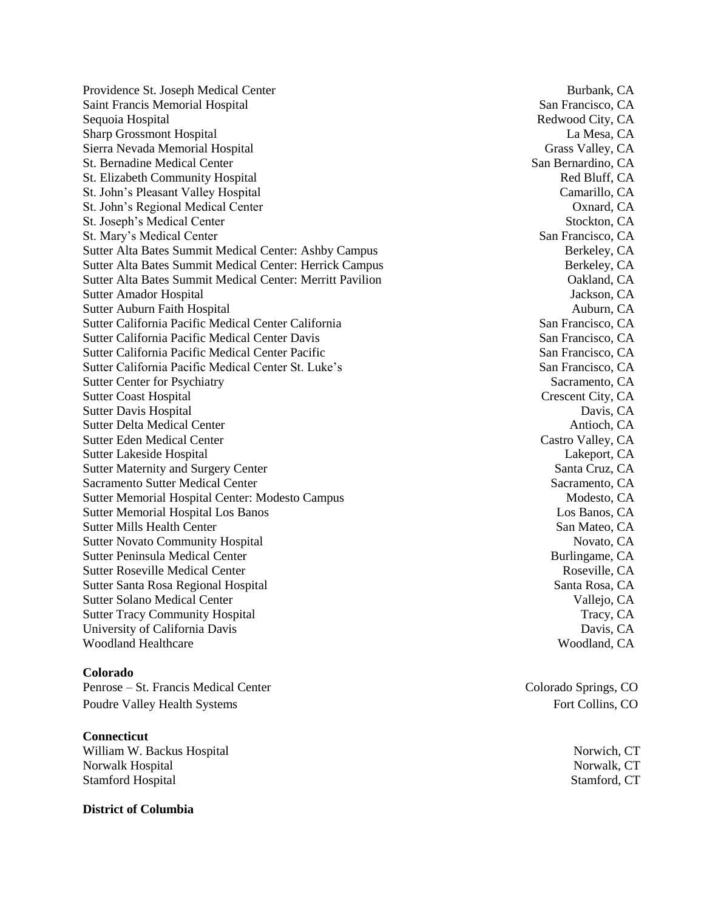| | |
|---|---|
| Providence St. Joseph Medical Center | Burbank, CA |
| Saint Francis Memorial Hospital | San Francisco, CA |
| Sequoia Hospital | Redwood City, CA |
| Sharp Grossmont Hospital | La Mesa, CA |
| Sierra Nevada Memorial Hospital | Grass Valley, CA |
| St. Bernadine Medical Center | San Bernardino, CA |
| St. Elizabeth Community Hospital | Red Bluff, CA |
| St. John's Pleasant Valley Hospital | Camarillo, CA |
| St. John's Regional Medical Center | Oxnard, CA |
| St. Joseph's Medical Center | Stockton, CA |
| St. Mary's Medical Center | San Francisco, CA |
| Sutter Alta Bates Summit Medical Center: Ashby Campus | Berkeley, CA |
| Sutter Alta Bates Summit Medical Center: Herrick Campus | Berkeley, CA |
| Sutter Alta Bates Summit Medical Center: Merritt Pavilion | Oakland, CA |
| Sutter Amador Hospital | Jackson, CA |
| Sutter Auburn Faith Hospital | Auburn, CA |
| Sutter California Pacific Medical Center California | San Francisco, CA |
| Sutter California Pacific Medical Center Davis | San Francisco, CA |
| Sutter California Pacific Medical Center Pacific | San Francisco, CA |
| Sutter California Pacific Medical Center St. Luke's | San Francisco, CA |
| Sutter Center for Psychiatry | Sacramento, CA |
| Sutter Coast Hospital | Crescent City, CA |
| Sutter Davis Hospital | Davis, CA |
| Sutter Delta Medical Center | Antioch, CA |
| Sutter Eden Medical Center | Castro Valley, CA |
| Sutter Lakeside Hospital | Lakeport, CA |
| Sutter Maternity and Surgery Center | Santa Cruz, CA |
| Sacramento Sutter Medical Center | Sacramento, CA |
| Sutter Memorial Hospital Center: Modesto Campus | Modesto, CA |
| Sutter Memorial Hospital Los Banos | Los Banos, CA |
| Sutter Mills Health Center | San Mateo, CA |
| Sutter Novato Community Hospital | Novato, CA |
| Sutter Peninsula Medical Center | Burlingame, CA |
| Sutter Roseville Medical Center | Roseville, CA |
| Sutter Santa Rosa Regional Hospital | Santa Rosa, CA |
| Sutter Solano Medical Center | Vallejo, CA |
| Sutter Tracy Community Hospital | Tracy, CA |
| University of California Davis | Davis, CA |
| Woodland Healthcare | Woodland, CA |

**Colorado**

| | |
|---|---|
| Penrose – St. Francis Medical Center | Colorado Springs, CO |
| Poudre Valley Health Systems | Fort Collins, CO |

**Connecticut**

| | |
|---|---|
| William W. Backus Hospital | Norwich, CT |
| Norwalk Hospital | Norwalk, CT |
| Stamford Hospital | Stamford, CT |

**District of Columbia**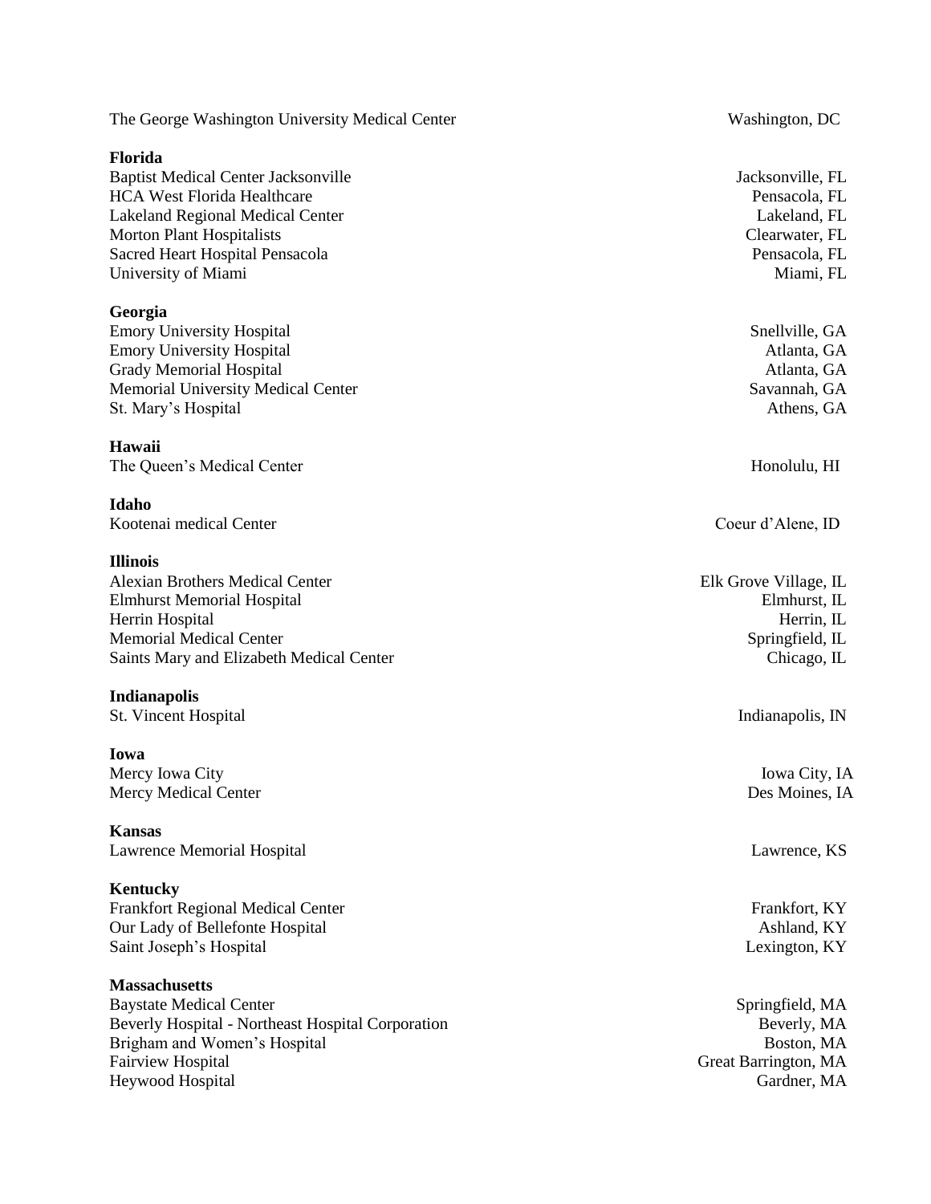The George Washington University Medical Center — Washington, DC

**Florida**

Baptist Medical Center Jacksonville — Jacksonville, FL
HCA West Florida Healthcare — Pensacola, FL
Lakeland Regional Medical Center — Lakeland, FL
Morton Plant Hospitalists — Clearwater, FL
Sacred Heart Hospital Pensacola — Pensacola, FL
University of Miami — Miami, FL

**Georgia**

Emory University Hospital — Snellville, GA
Emory University Hospital — Atlanta, GA
Grady Memorial Hospital — Atlanta, GA
Memorial University Medical Center — Savannah, GA
St. Mary's Hospital — Athens, GA

**Hawaii**

The Queen's Medical Center — Honolulu, HI

**Idaho**

Kootenai medical Center — Coeur d'Alene, ID

**Illinois**

Alexian Brothers Medical Center — Elk Grove Village, IL
Elmhurst Memorial Hospital — Elmhurst, IL
Herrin Hospital — Herrin, IL
Memorial Medical Center — Springfield, IL
Saints Mary and Elizabeth Medical Center — Chicago, IL

**Indianapolis**

St. Vincent Hospital — Indianapolis, IN

**Iowa**

Mercy Iowa City — Iowa City, IA
Mercy Medical Center — Des Moines, IA

**Kansas**

Lawrence Memorial Hospital — Lawrence, KS

**Kentucky**

Frankfort Regional Medical Center — Frankfort, KY
Our Lady of Bellefonte Hospital — Ashland, KY
Saint Joseph's Hospital — Lexington, KY

**Massachusetts**

Baystate Medical Center — Springfield, MA
Beverly Hospital - Northeast Hospital Corporation — Beverly, MA
Brigham and Women's Hospital — Boston, MA
Fairview Hospital — Great Barrington, MA
Heywood Hospital — Gardner, MA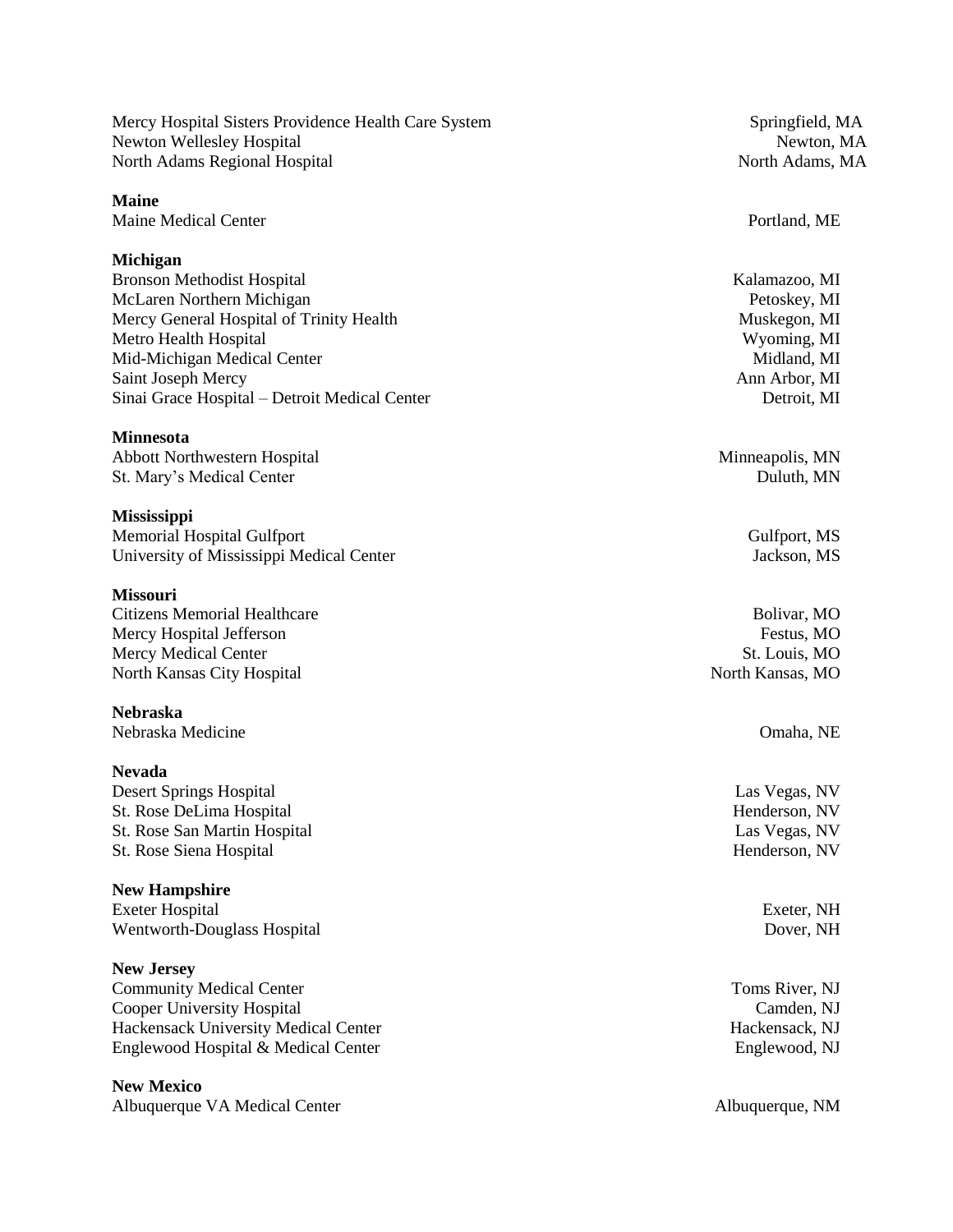| | |
|---|---|
| Mercy Hospital Sisters Providence Health Care System | Springfield, MA |
| Newton Wellesley Hospital | Newton, MA |
| North Adams Regional Hospital | North Adams, MA |

**Maine**

| | |
|---|---|
| Maine Medical Center | Portland, ME |

**Michigan**

| | |
|---|---|
| Bronson Methodist Hospital | Kalamazoo, MI |
| McLaren Northern Michigan | Petoskey, MI |
| Mercy General Hospital of Trinity Health | Muskegon, MI |
| Metro Health Hospital | Wyoming, MI |
| Mid-Michigan Medical Center | Midland, MI |
| Saint Joseph Mercy | Ann Arbor, MI |
| Sinai Grace Hospital – Detroit Medical Center | Detroit, MI |

**Minnesota**

| | |
|---|---|
| Abbott Northwestern Hospital | Minneapolis, MN |
| St. Mary's Medical Center | Duluth, MN |

**Mississippi**

| | |
|---|---|
| Memorial Hospital Gulfport | Gulfport, MS |
| University of Mississippi Medical Center | Jackson, MS |

**Missouri**

| | |
|---|---|
| Citizens Memorial Healthcare | Bolivar, MO |
| Mercy Hospital Jefferson | Festus, MO |
| Mercy Medical Center | St. Louis, MO |
| North Kansas City Hospital | North Kansas, MO |

**Nebraska**

| | |
|---|---|
| Nebraska Medicine | Omaha, NE |

**Nevada**

| | |
|---|---|
| Desert Springs Hospital | Las Vegas, NV |
| St. Rose DeLima Hospital | Henderson, NV |
| St. Rose San Martin Hospital | Las Vegas, NV |
| St. Rose Siena Hospital | Henderson, NV |

**New Hampshire**

| | |
|---|---|
| Exeter Hospital | Exeter, NH |
| Wentworth-Douglass Hospital | Dover, NH |

**New Jersey**

| | |
|---|---|
| Community Medical Center | Toms River, NJ |
| Cooper University Hospital | Camden, NJ |
| Hackensack University Medical Center | Hackensack, NJ |
| Englewood Hospital & Medical Center | Englewood, NJ |

**New Mexico**

| | |
|---|---|
| Albuquerque VA Medical Center | Albuquerque, NM |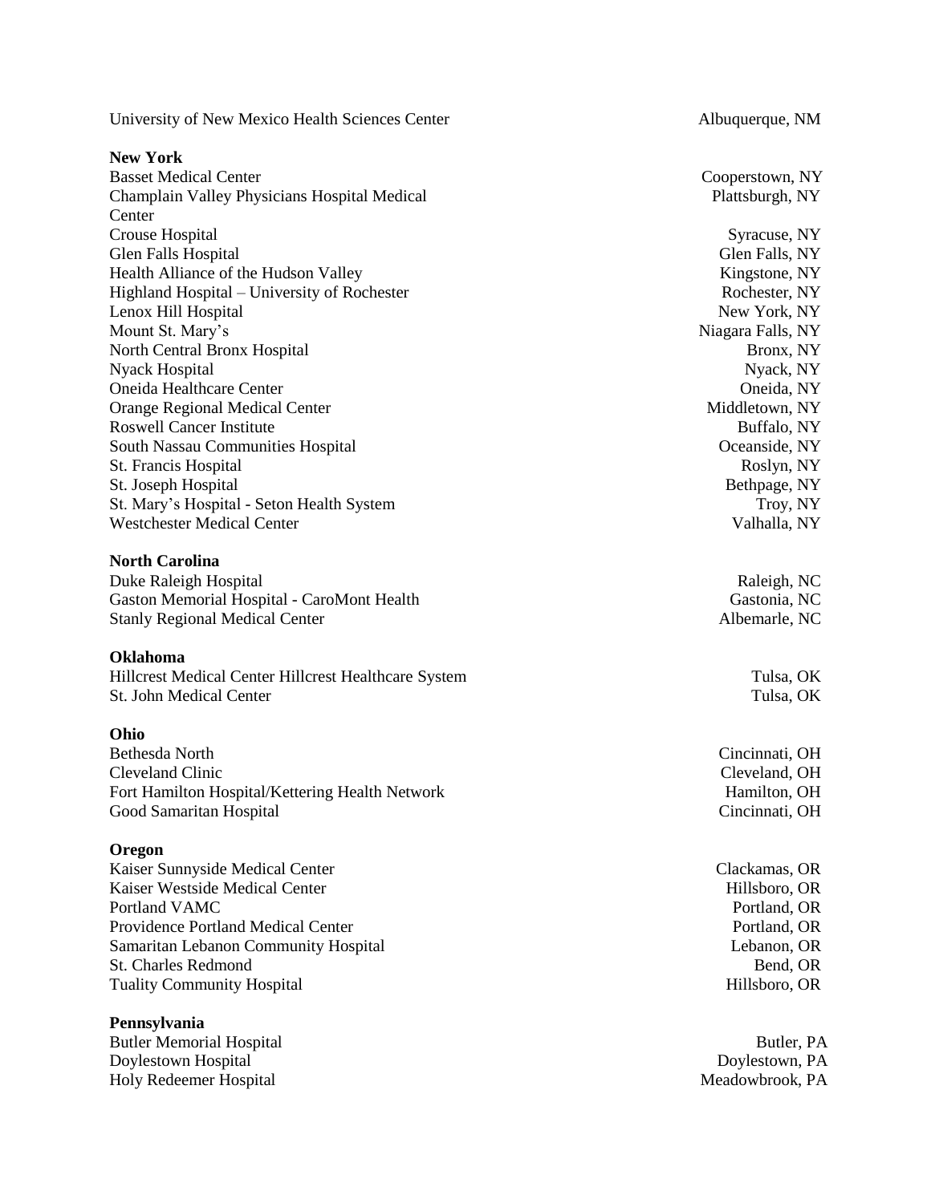University of New Mexico Health Sciences Center | Albuquerque, NM

**New York**

| | |
|---|---|
| Basset Medical Center | Cooperstown, NY |
| Champlain Valley Physicians Hospital Medical Center | Plattsburgh, NY |
| Crouse Hospital | Syracuse, NY |
| Glen Falls Hospital | Glen Falls, NY |
| Health Alliance of the Hudson Valley | Kingstone, NY |
| Highland Hospital – University of Rochester | Rochester, NY |
| Lenox Hill Hospital | New York, NY |
| Mount St. Mary's | Niagara Falls, NY |
| North Central Bronx Hospital | Bronx, NY |
| Nyack Hospital | Nyack, NY |
| Oneida Healthcare Center | Oneida, NY |
| Orange Regional Medical Center | Middletown, NY |
| Roswell Cancer Institute | Buffalo, NY |
| South Nassau Communities Hospital | Oceanside, NY |
| St. Francis Hospital | Roslyn, NY |
| St. Joseph Hospital | Bethpage, NY |
| St. Mary's Hospital - Seton Health System | Troy, NY |
| Westchester Medical Center | Valhalla, NY |

**North Carolina**

| | |
|---|---|
| Duke Raleigh Hospital | Raleigh, NC |
| Gaston Memorial Hospital - CaroMont Health | Gastonia, NC |
| Stanly Regional Medical Center | Albemarle, NC |

**Oklahoma**

| | |
|---|---|
| Hillcrest Medical Center Hillcrest Healthcare System | Tulsa, OK |
| St. John Medical Center | Tulsa, OK |

**Ohio**

| | |
|---|---|
| Bethesda North | Cincinnati, OH |
| Cleveland Clinic | Cleveland, OH |
| Fort Hamilton Hospital/Kettering Health Network | Hamilton, OH |
| Good Samaritan Hospital | Cincinnati, OH |

**Oregon**

| | |
|---|---|
| Kaiser Sunnyside Medical Center | Clackamas, OR |
| Kaiser Westside Medical Center | Hillsboro, OR |
| Portland VAMC | Portland, OR |
| Providence Portland Medical Center | Portland, OR |
| Samaritan Lebanon Community Hospital | Lebanon, OR |
| St. Charles Redmond | Bend, OR |
| Tuality Community Hospital | Hillsboro, OR |

**Pennsylvania**

| | |
|---|---|
| Butler Memorial Hospital | Butler, PA |
| Doylestown Hospital | Doylestown, PA |
| Holy Redeemer Hospital | Meadowbrook, PA |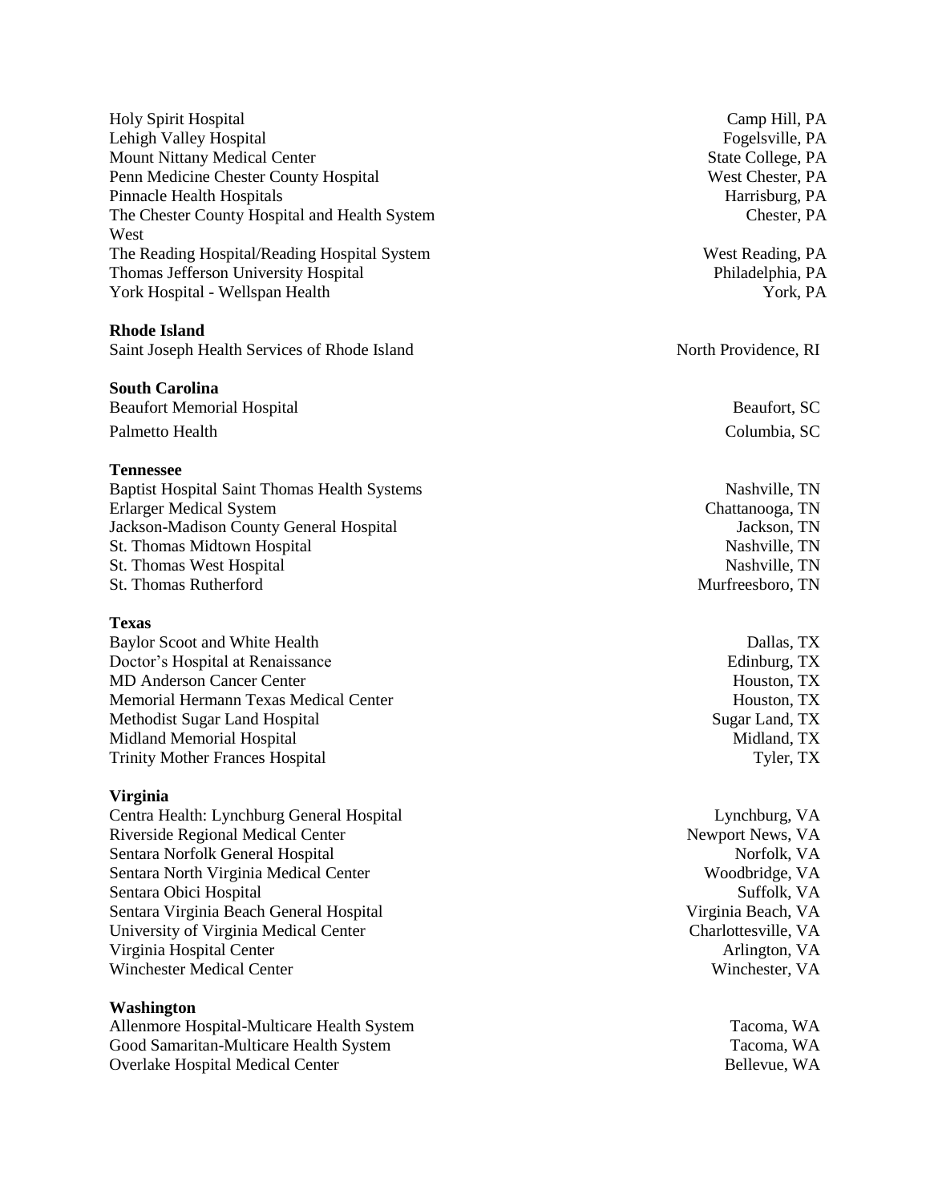| | |
|---|---|
| Holy Spirit Hospital | Camp Hill, PA |
| Lehigh Valley Hospital | Fogelsville, PA |
| Mount Nittany Medical Center | State College, PA |
| Penn Medicine Chester County Hospital | West Chester, PA |
| Pinnacle Health Hospitals | Harrisburg, PA |
| The Chester County Hospital and Health System West | Chester, PA |
| The Reading Hospital/Reading Hospital System | West Reading, PA |
| Thomas Jefferson University Hospital | Philadelphia, PA |
| York Hospital - Wellspan Health | York, PA |

**Rhode Island**

| | |
|---|---|
| Saint Joseph Health Services of Rhode Island | North Providence, RI |

**South Carolina**

| | |
|---|---|
| Beaufort Memorial Hospital | Beaufort, SC |
| Palmetto Health | Columbia, SC |

**Tennessee**

| | |
|---|---|
| Baptist Hospital Saint Thomas Health Systems | Nashville, TN |
| Erlarger Medical System | Chattanooga, TN |
| Jackson-Madison County General Hospital | Jackson, TN |
| St. Thomas Midtown Hospital | Nashville, TN |
| St. Thomas West Hospital | Nashville, TN |
| St. Thomas Rutherford | Murfreesboro, TN |

**Texas**

| | |
|---|---|
| Baylor Scoot and White Health | Dallas, TX |
| Doctor's Hospital at Renaissance | Edinburg, TX |
| MD Anderson Cancer Center | Houston, TX |
| Memorial Hermann Texas Medical Center | Houston, TX |
| Methodist Sugar Land Hospital | Sugar Land, TX |
| Midland Memorial Hospital | Midland, TX |
| Trinity Mother Frances Hospital | Tyler, TX |

**Virginia**

| | |
|---|---|
| Centra Health: Lynchburg General Hospital | Lynchburg, VA |
| Riverside Regional Medical Center | Newport News, VA |
| Sentara Norfolk General Hospital | Norfolk, VA |
| Sentara North Virginia Medical Center | Woodbridge, VA |
| Sentara Obici Hospital | Suffolk, VA |
| Sentara Virginia Beach General Hospital | Virginia Beach, VA |
| University of Virginia Medical Center | Charlottesville, VA |
| Virginia Hospital Center | Arlington, VA |
| Winchester Medical Center | Winchester, VA |

**Washington**

| | |
|---|---|
| Allenmore Hospital-Multicare Health System | Tacoma, WA |
| Good Samaritan-Multicare Health System | Tacoma, WA |
| Overlake Hospital Medical Center | Bellevue, WA |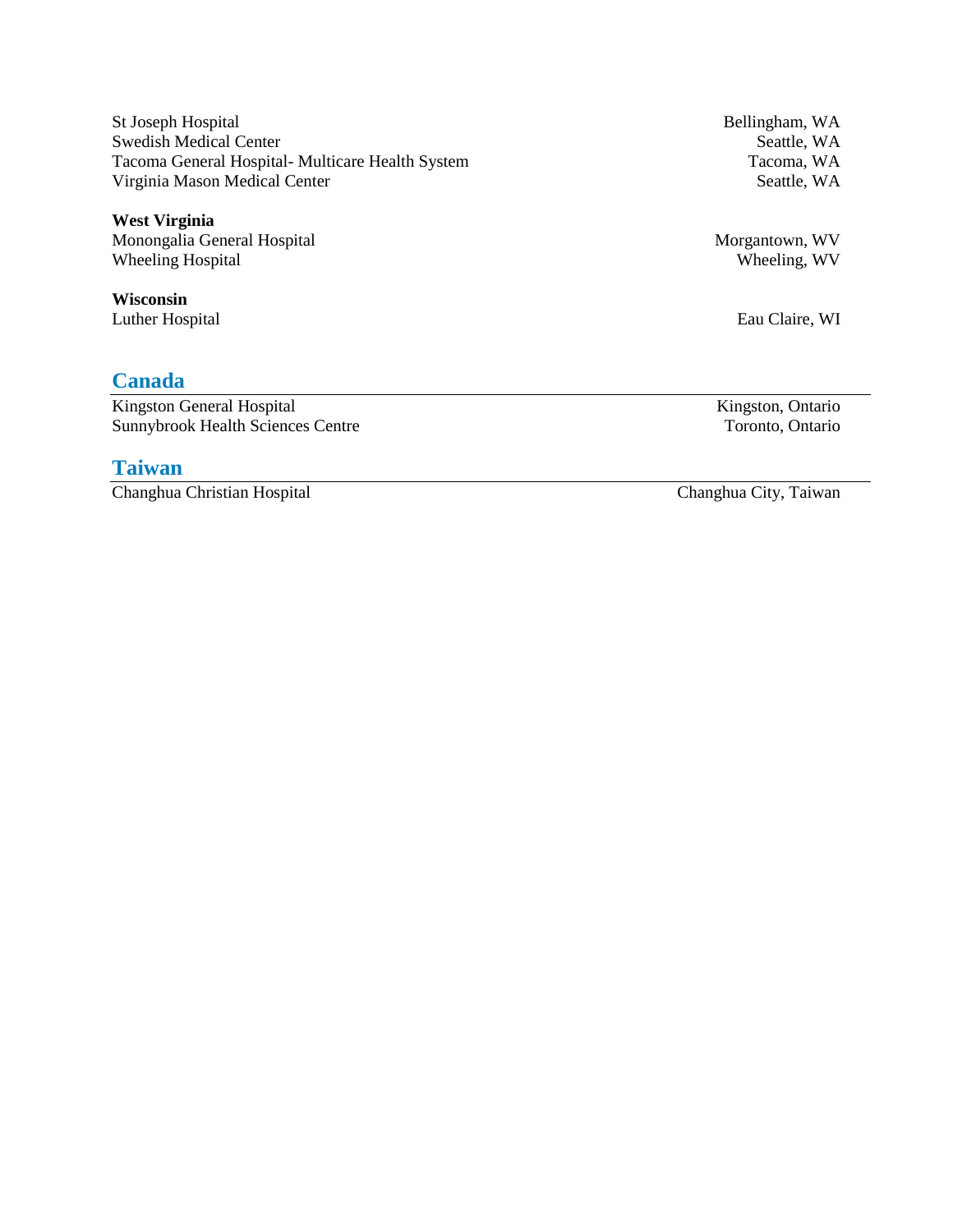| | |
|---|---|
| St Joseph Hospital | Bellingham, WA |
| Swedish Medical Center | Seattle, WA |
| Tacoma General Hospital- Multicare Health System | Tacoma, WA |
| Virginia Mason Medical Center | Seattle, WA |

**West Virginia**

| | |
|---|---|
| Monongalia General Hospital | Morgantown, WV |
| Wheeling Hospital | Wheeling, WV |

**Wisconsin**

| | |
|---|---|
| Luther Hospital | Eau Claire, WI |

## Canada

| | |
|---|---|
| Kingston General Hospital | Kingston, Ontario |
| Sunnybrook Health Sciences Centre | Toronto, Ontario |

## Taiwan

| | |
|---|---|
| Changhua Christian Hospital | Changhua City, Taiwan |